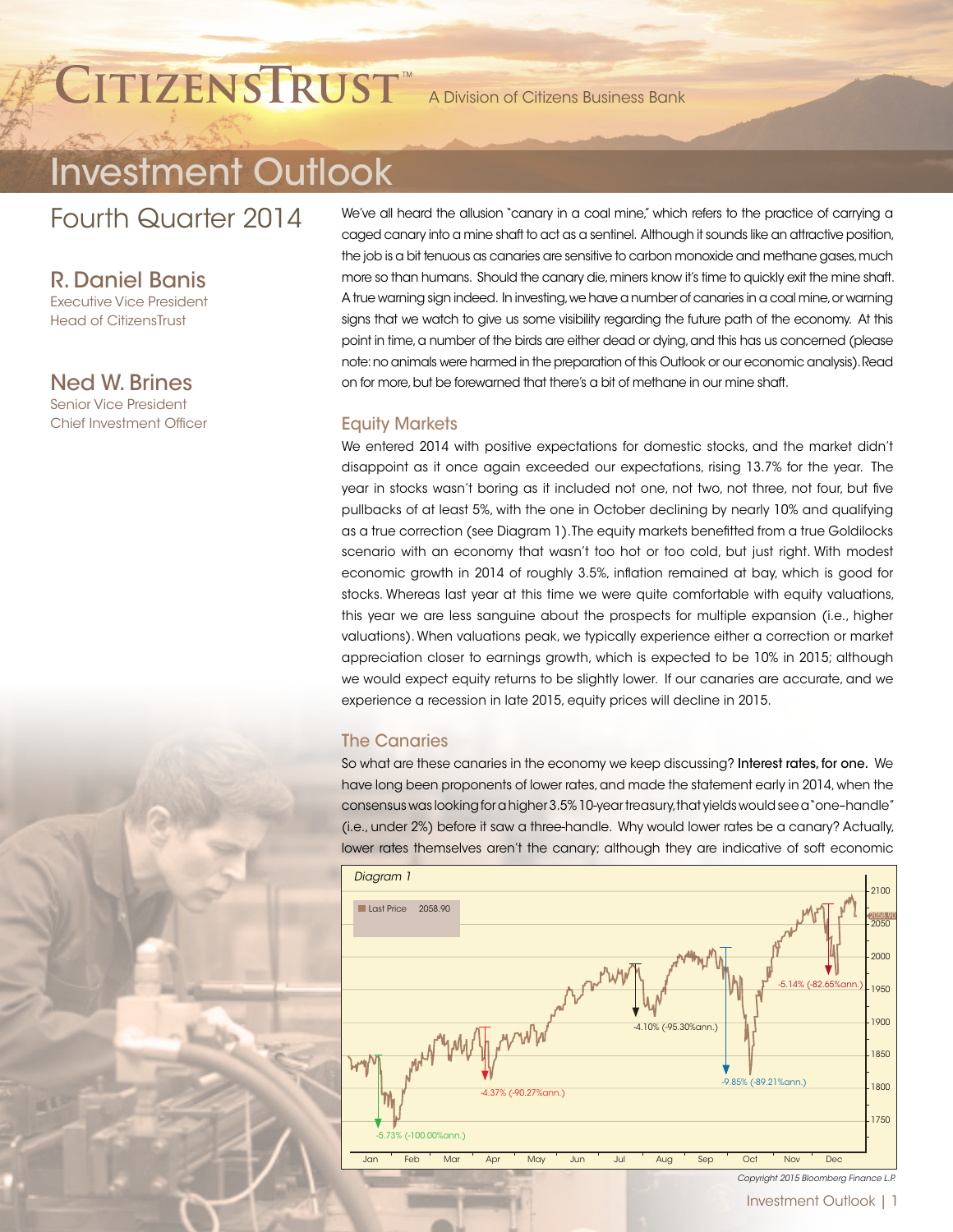# CitizensTrust™

A Division of Citizens Business Bank

# Investment Outlook

## Fourth Quarter 2014

**R. Daniel Banis**
Executive Vice President
Head of CitizensTrust

**Ned W. Brines**
Senior Vice President
Chief Investment Officer

We've all heard the allusion "canary in a coal mine," which refers to the practice of carrying a caged canary into a mine shaft to act as a sentinel. Although it sounds like an attractive position, the job is a bit tenuous as canaries are sensitive to carbon monoxide and methane gases, much more so than humans. Should the canary die, miners know it's time to quickly exit the mine shaft. A true warning sign indeed. In investing, we have a number of canaries in a coal mine, or warning signs that we watch to give us some visibility regarding the future path of the economy. At this point in time, a number of the birds are either dead or dying, and this has us concerned (please note: no animals were harmed in the preparation of this Outlook or our economic analysis). Read on for more, but be forewarned that there's a bit of methane in our mine shaft.

### Equity Markets

We entered 2014 with positive expectations for domestic stocks, and the market didn't disappoint as it once again exceeded our expectations, rising 13.7% for the year. The year in stocks wasn't boring as it included not one, not two, not three, not four, but five pullbacks of at least 5%, with the one in October declining by nearly 10% and qualifying as a true correction (see Diagram 1). The equity markets benefitted from a true Goldilocks scenario with an economy that wasn't too hot or too cold, but just right. With modest economic growth in 2014 of roughly 3.5%, inflation remained at bay, which is good for stocks. Whereas last year at this time we were quite comfortable with equity valuations, this year we are less sanguine about the prospects for multiple expansion (i.e., higher valuations). When valuations peak, we typically experience either a correction or market appreciation closer to earnings growth, which is expected to be 10% in 2015; although we would expect equity returns to be slightly lower. If our canaries are accurate, and we experience a recession in late 2015, equity prices will decline in 2015.

### The Canaries

So what are these canaries in the economy we keep discussing? **Interest rates, for one.** We have long been proponents of lower rates, and made the statement early in 2014, when the consensus was looking for a higher 3.5% 10-year treasury, that yields would see a "one-handle" (i.e., under 2%) before it saw a three-handle. Why would lower rates be a canary? Actually, lower rates themselves aren't the canary; although they are indicative of soft economic

*Diagram 1*

Last Price 2058.90

-5.73% (-100.00%ann.) | -4.37% (-90.27%ann.) | -4.10% (-95.30%ann.) | -9.85% (-89.21%ann.) | -5.14% (-82.65%ann.)

Copyright 2015 Bloomberg Finance L.P.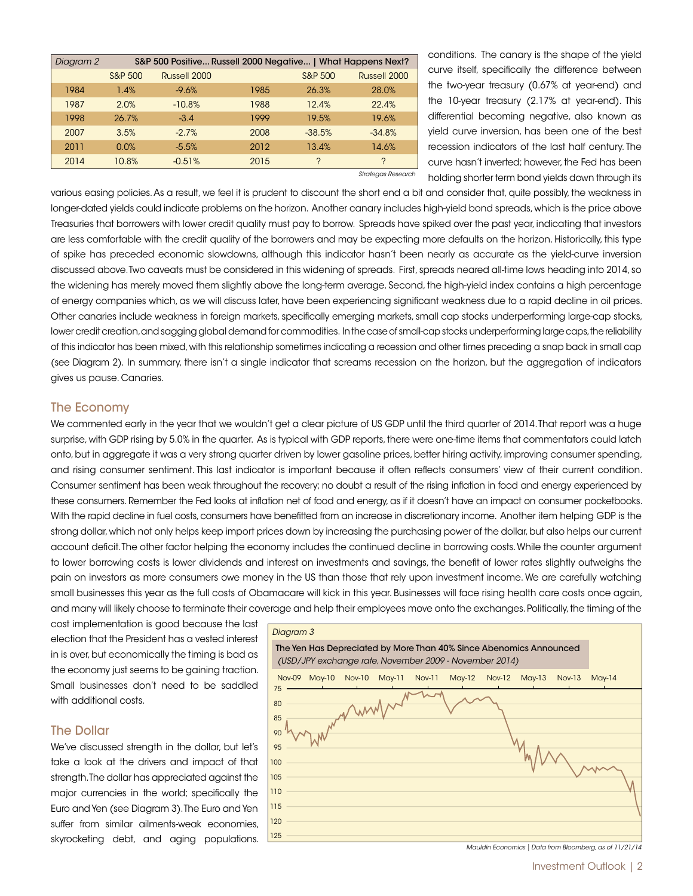| Diagram 2 | S&P 500 Positive... Russell 2000 Negative... \| What Happens Next? | | | | |
|---|---|---|---|---|---|
| | S&P 500 | Russell 2000 | | S&P 500 | Russell 2000 |
| 1984 | 1.4% | -9.6% | 1985 | 26.3% | 28.0% |
| 1987 | 2.0% | -10.8% | 1988 | 12.4% | 22.4% |
| 1998 | 26.7% | -3.4 | 1999 | 19.5% | 19.6% |
| 2007 | 3.5% | -2.7% | 2008 | -38.5% | -34.8% |
| 2011 | 0.0% | -5.5% | 2012 | 13.4% | 14.6% |
| 2014 | 10.8% | -0.51% | 2015 | ? | ? |

*Strategas Research*

conditions. The canary is the shape of the yield curve itself, specifically the difference between the two-year treasury (0.67% at year-end) and the 10-year treasury (2.17% at year-end). This differential becoming negative, also known as yield curve inversion, has been one of the best recession indicators of the last half century. The curve hasn't inverted; however, the Fed has been holding shorter term bond yields down through its various easing policies. As a result, we feel it is prudent to discount the short end a bit and consider that, quite possibly, the weakness in longer-dated yields could indicate problems on the horizon. Another canary includes high-yield bond spreads, which is the price above Treasuries that borrowers with lower credit quality must pay to borrow. Spreads have spiked over the past year, indicating that investors are less comfortable with the credit quality of the borrowers and may be expecting more defaults on the horizon. Historically, this type of spike has preceded economic slowdowns, although this indicator hasn't been nearly as accurate as the yield-curve inversion discussed above. Two caveats must be considered in this widening of spreads. First, spreads neared all-time lows heading into 2014, so the widening has merely moved them slightly above the long-term average. Second, the high-yield index contains a high percentage of energy companies which, as we will discuss later, have been experiencing significant weakness due to a rapid decline in oil prices. Other canaries include weakness in foreign markets, specifically emerging markets, small cap stocks underperforming large-cap stocks, lower credit creation, and sagging global demand for commodities. In the case of small-cap stocks underperforming large caps, the reliability of this indicator has been mixed, with this relationship sometimes indicating a recession and other times preceding a snap back in small cap (see Diagram 2). In summary, there isn't a single indicator that screams recession on the horizon, but the aggregation of indicators gives us pause. Canaries.

## The Economy

We commented early in the year that we wouldn't get a clear picture of US GDP until the third quarter of 2014. That report was a huge surprise, with GDP rising by 5.0% in the quarter. As is typical with GDP reports, there were one-time items that commentators could latch onto, but in aggregate it was a very strong quarter driven by lower gasoline prices, better hiring activity, improving consumer spending, and rising consumer sentiment. This last indicator is important because it often reflects consumers' view of their current condition. Consumer sentiment has been weak throughout the recovery; no doubt a result of the rising inflation in food and energy experienced by these consumers. Remember the Fed looks at inflation net of food and energy, as if it doesn't have an impact on consumer pocketbooks. With the rapid decline in fuel costs, consumers have benefitted from an increase in discretionary income. Another item helping GDP is the strong dollar, which not only helps keep import prices down by increasing the purchasing power of the dollar, but also helps our current account deficit. The other factor helping the economy includes the continued decline in borrowing costs. While the counter argument to lower borrowing costs is lower dividends and interest on investments and savings, the benefit of lower rates slightly outweighs the pain on investors as more consumers owe money in the US than those that rely upon investment income. We are carefully watching small businesses this year as the full costs of Obamacare will kick in this year. Businesses will face rising health care costs once again, and many will likely choose to terminate their coverage and help their employees move onto the exchanges. Politically, the timing of the cost implementation is good because the last election that the President has a vested interest in is over, but economically the timing is bad as the economy just seems to be gaining traction. Small businesses don't need to be saddled with additional costs.

## The Dollar

We've discussed strength in the dollar, but let's take a look at the drivers and impact of that strength. The dollar has appreciated against the major currencies in the world; specifically the Euro and Yen (see Diagram 3). The Euro and Yen suffer from similar ailments-weak economies, skyrocketing debt, and aging populations.

*Diagram 3*

The Yen Has Depreciated by More Than 40% Since Abenomics Announced
*(USD/JPY exchange rate, November 2009 - November 2014)*

*Mauldin Economics | Data from Bloomberg, as of 11/21/14*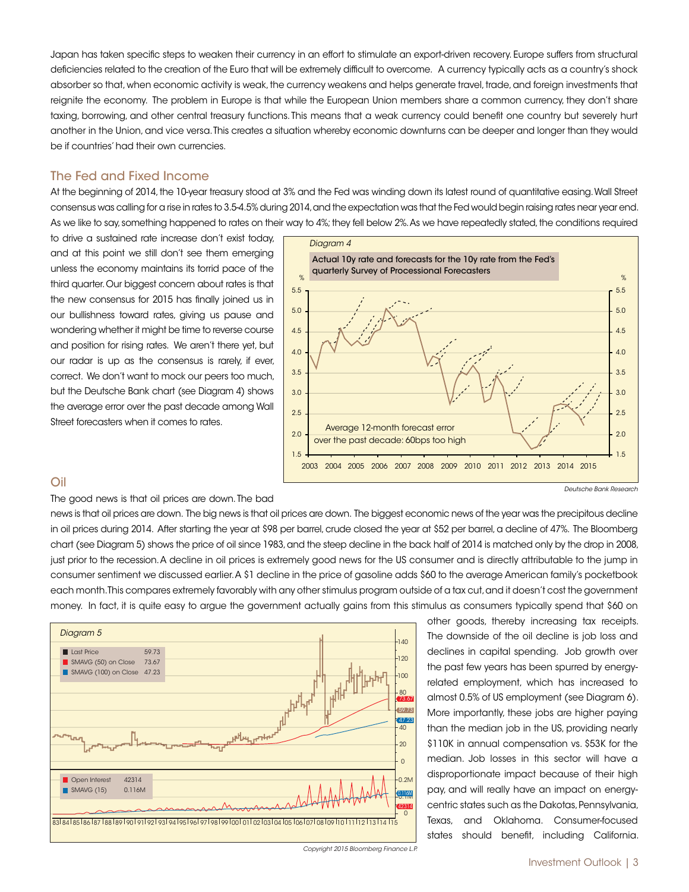Japan has taken specific steps to weaken their currency in an effort to stimulate an export-driven recovery. Europe suffers from structural deficiencies related to the creation of the Euro that will be extremely difficult to overcome. A currency typically acts as a country's shock absorber so that, when economic activity is weak, the currency weakens and helps generate travel, trade, and foreign investments that reignite the economy. The problem in Europe is that while the European Union members share a common currency, they don't share taxing, borrowing, and other central treasury functions. This means that a weak currency could benefit one country but severely hurt another in the Union, and vice versa. This creates a situation whereby economic downturns can be deeper and longer than they would be if countries' had their own currencies.

## The Fed and Fixed Income

At the beginning of 2014, the 10-year treasury stood at 3% and the Fed was winding down its latest round of quantitative easing. Wall Street consensus was calling for a rise in rates to 3.5-4.5% during 2014, and the expectation was that the Fed would begin raising rates near year end. As we like to say, something happened to rates on their way to 4%; they fell below 2%. As we have repeatedly stated, the conditions required to drive a sustained rate increase don't exist today, and at this point we still don't see them emerging unless the economy maintains its torrid pace of the third quarter. Our biggest concern about rates is that the new consensus for 2015 has finally joined us in our bullishness toward rates, giving us pause and wondering whether it might be time to reverse course and position for rising rates. We aren't there yet, but our radar is up as the consensus is rarely, if ever, correct. We don't want to mock our peers too much, but the Deutsche Bank chart (see Diagram 4) shows the average error over the past decade among Wall Street forecasters when it comes to rates.

*Diagram 4*

Actual 10y rate and forecasts for the 10y rate from the Fed's quarterly Survey of Processional Forecasters

Average 12-month forecast error over the past decade: 60bps too high

*Deutsche Bank Research*

## Oil

The good news is that oil prices are down. The bad news is that oil prices are down. The big news is that oil prices are down. The biggest economic news of the year was the precipitous decline in oil prices during 2014. After starting the year at $98 per barrel, crude closed the year at $52 per barrel, a decline of 47%. The Bloomberg chart (see Diagram 5) shows the price of oil since 1983, and the steep decline in the back half of 2014 is matched only by the drop in 2008, just prior to the recession. A decline in oil prices is extremely good news for the US consumer and is directly attributable to the jump in consumer sentiment we discussed earlier. A $1 decline in the price of gasoline adds $60 to the average American family's pocketbook each month. This compares extremely favorably with any other stimulus program outside of a tax cut, and it doesn't cost the government money. In fact, it is quite easy to argue the government actually gains from this stimulus as consumers typically spend that $60 on other goods, thereby increasing tax receipts. The downside of the oil decline is job loss and declines in capital spending. Job growth over the past few years has been spurred by energy-related employment, which has increased to almost 0.5% of US employment (see Diagram 6). More importantly, these jobs are higher paying than the median job in the US, providing nearly $110K in annual compensation vs. $53K for the median. Job losses in this sector will have a disproportionate impact because of their high pay, and will really have an impact on energy-centric states such as the Dakotas, Pennsylvania, Texas, and Oklahoma. Consumer-focused states should benefit, including California.

*Diagram 5*

| | |
|---|---|
| Last Price | 59.73 |
| SMAVG (50) on Close | 73.67 |
| SMAVG (100) on Close | 47.23 |
| Open Interest | 42314 |
| SMAVG (15) | 0.116M |

*Copyright 2015 Bloomberg Finance L.P.*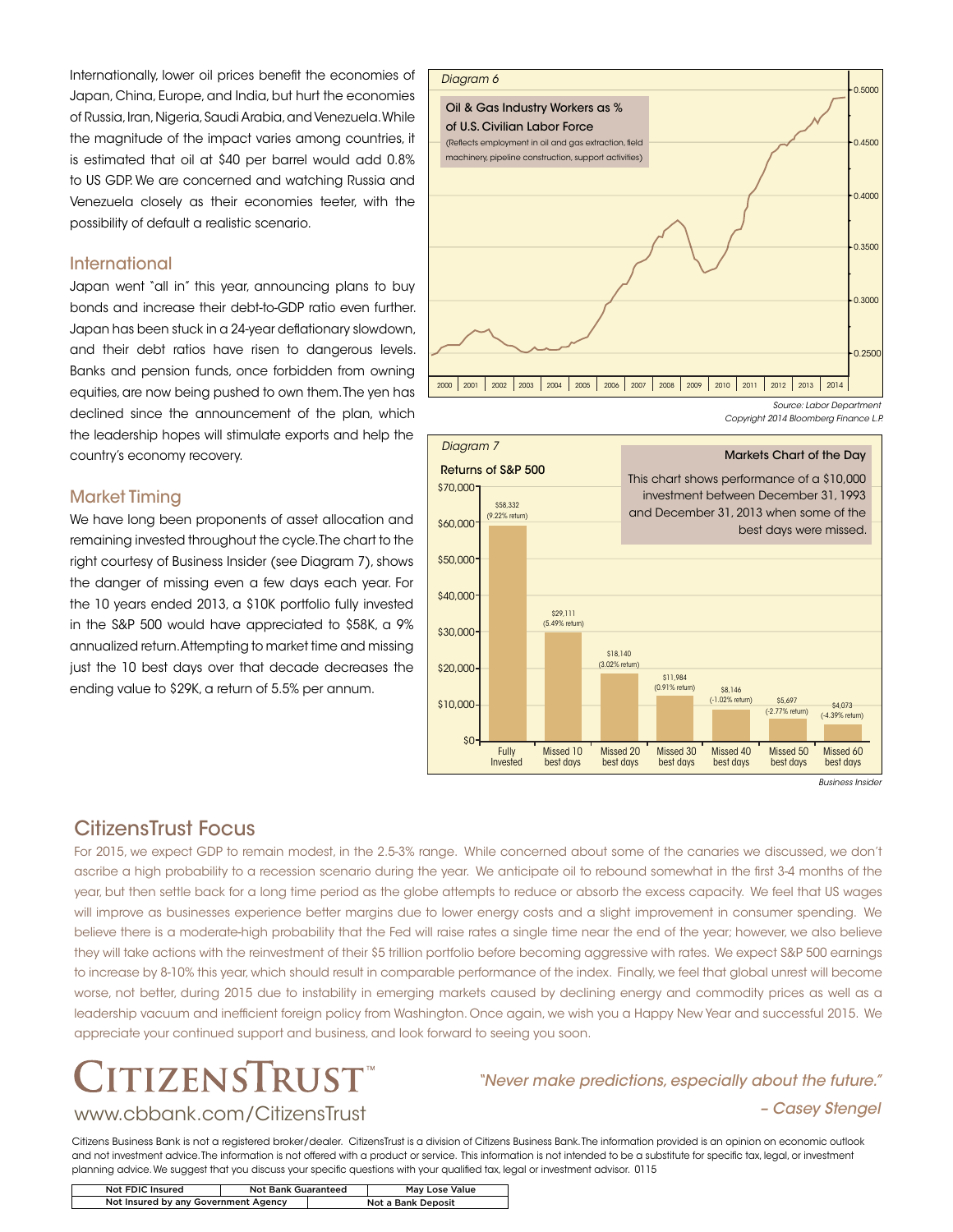Internationally, lower oil prices benefit the economies of Japan, China, Europe, and India, but hurt the economies of Russia, Iran, Nigeria, Saudi Arabia, and Venezuela. While the magnitude of the impact varies among countries, it is estimated that oil at $40 per barrel would add 0.8% to US GDP. We are concerned and watching Russia and Venezuela closely as their economies teeter, with the possibility of default a realistic scenario.

## International

Japan went "all in" this year, announcing plans to buy bonds and increase their debt-to-GDP ratio even further. Japan has been stuck in a 24-year deflationary slowdown, and their debt ratios have risen to dangerous levels. Banks and pension funds, once forbidden from owning equities, are now being pushed to own them. The yen has declined since the announcement of the plan, which the leadership hopes will stimulate exports and help the country's economy recovery.

## Market Timing

We have long been proponents of asset allocation and remaining invested throughout the cycle. The chart to the right courtesy of Business Insider (see Diagram 7), shows the danger of missing even a few days each year. For the 10 years ended 2013, a $10K portfolio fully invested in the S&P 500 would have appreciated to $58K, a 9% annualized return. Attempting to market time and missing just the 10 best days over that decade decreases the ending value to $29K, a return of 5.5% per annum.

*Diagram 6*

Oil & Gas Industry Workers as % of U.S. Civilian Labor Force

(Reflects employment in oil and gas extraction, field machinery, pipeline construction, support activities)

0.5000
0.4500
0.4000
0.3500
0.3000
0.2500

2000 2001 2002 2003 2004 2005 2006 2007 2008 2009 2010 2011 2012 2013 2014

*Source: Labor Department*
*Copyright 2014 Bloomberg Finance L.P.*

*Diagram 7*

Returns of S&P 500

Markets Chart of the Day

This chart shows performance of a $10,000 investment between December 31, 1993 and December 31, 2013 when some of the best days were missed.

$70,000
$60,000
$50,000
$40,000
$30,000
$20,000
$10,000
$0

Fully Invested: $58,332 (9.22% return)
Missed 10 best days: $29,111 (5.49% return)
Missed 20 best days: $18,140 (3.02% return)
Missed 30 best days: $11,984 (0.91% return)
Missed 40 best days: $8,146 (-1.02% return)
Missed 50 best days: $5,697 (-2.77% return)
Missed 60 best days: $4,073 (-4.39% return)

*Business Insider*

## CitizensTrust Focus

For 2015, we expect GDP to remain modest, in the 2.5-3% range. While concerned about some of the canaries we discussed, we don't ascribe a high probability to a recession scenario during the year. We anticipate oil to rebound somewhat in the first 3-4 months of the year, but then settle back for a long time period as the globe attempts to reduce or absorb the excess capacity. We feel that US wages will improve as businesses experience better margins due to lower energy costs and a slight improvement in consumer spending. We believe there is a moderate-high probability that the Fed will raise rates a single time near the end of the year; however, we also believe they will take actions with the reinvestment of their $5 trillion portfolio before becoming aggressive with rates. We expect S&P 500 earnings to increase by 8-10% this year, which should result in comparable performance of the index. Finally, we feel that global unrest will become worse, not better, during 2015 due to instability in emerging markets caused by declining energy and commodity prices as well as a leadership vacuum and inefficient foreign policy from Washington. Once again, we wish you a Happy New Year and successful 2015. We appreciate your continued support and business, and look forward to seeing you soon.

CITIZENSTRUST™

www.cbbank.com/CitizensTrust

*"Never make predictions, especially about the future."*

*– Casey Stengel*

Citizens Business Bank is not a registered broker/dealer. CitizensTrust is a division of Citizens Business Bank. The information provided is an opinion on economic outlook and not investment advice. The information is not offered with a product or service. This information is not intended to be a substitute for specific tax, legal, or investment planning advice. We suggest that you discuss your specific questions with your qualified tax, legal or investment advisor. 0115

| | | |
|---|---|---|
| Not FDIC Insured | Not Bank Guaranteed | May Lose Value |
| Not Insured by any Government Agency | | Not a Bank Deposit |